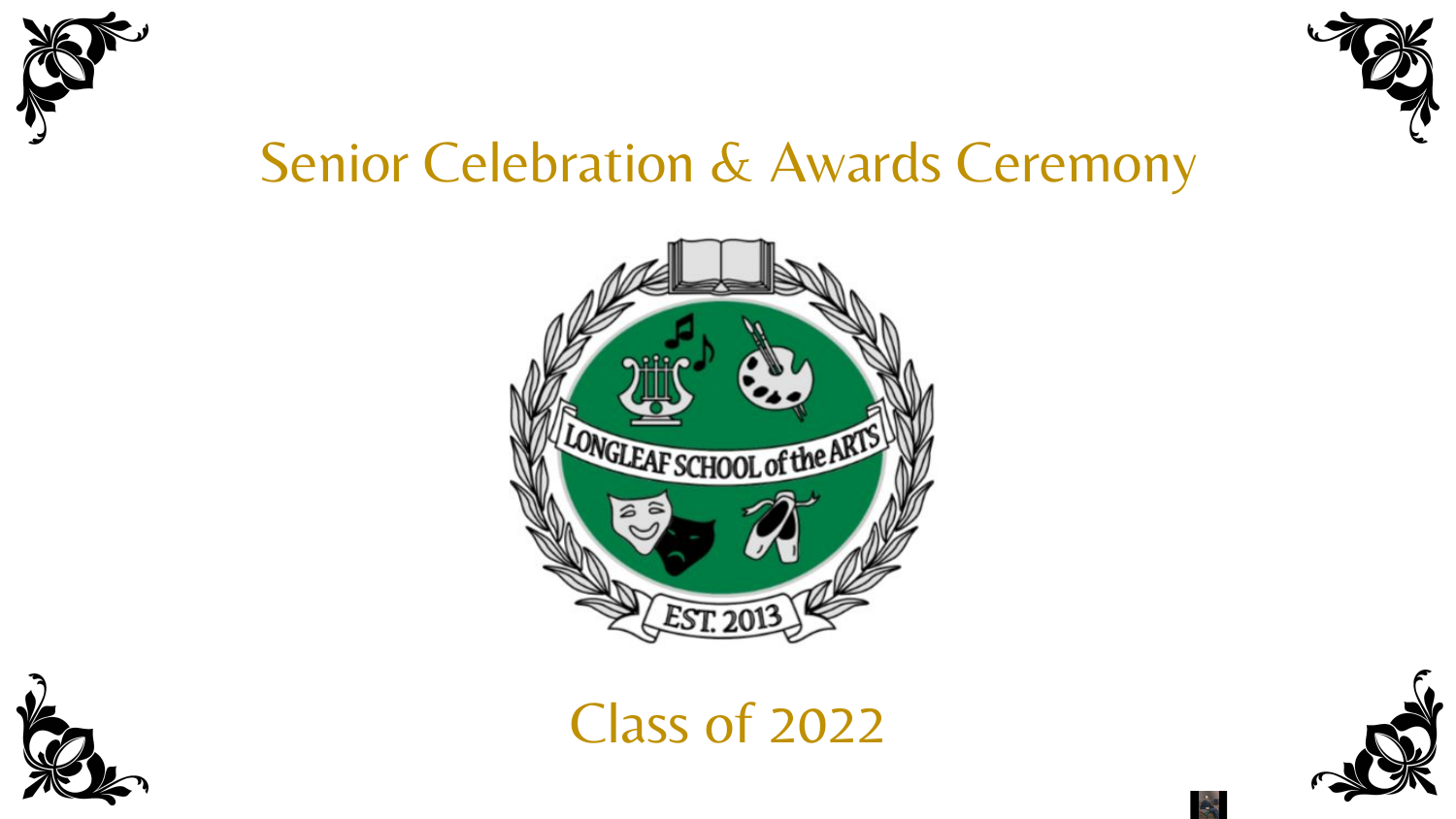# Senior Celebration & Awards Ceremony

Class of 2022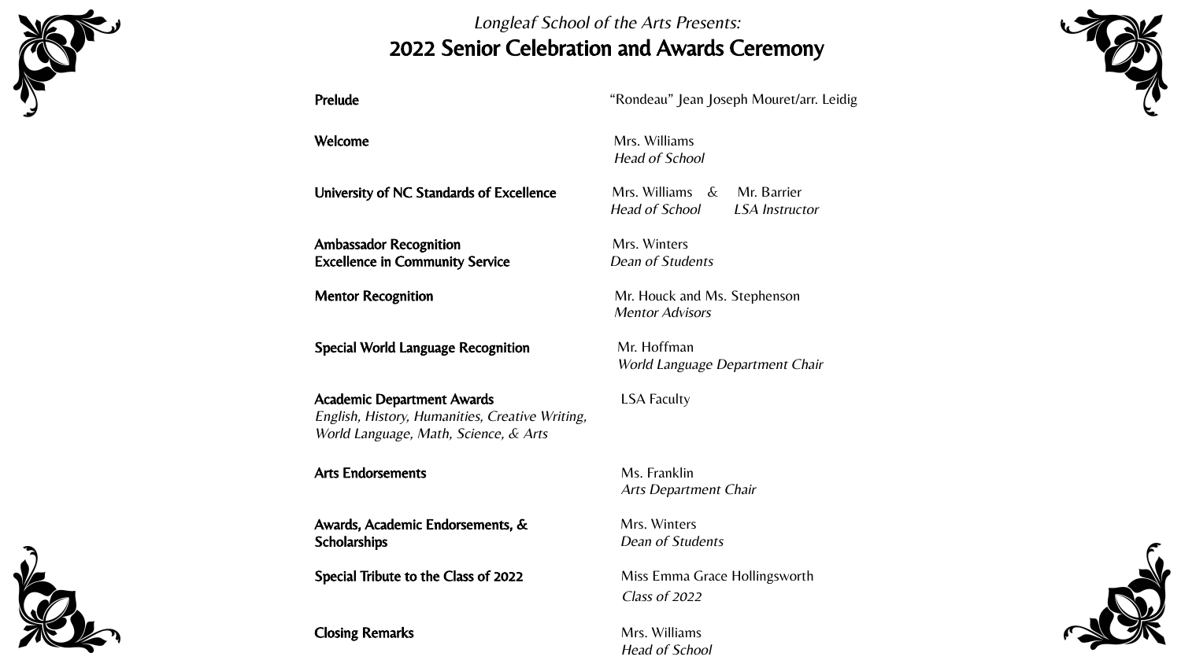*Longleaf School of the Arts Presents:*

# 2022 Senior Celebration and Awards Ceremony

| | |
|---|---|
| **Prelude** | “Rondeau” Jean Joseph Mouret/arr. Leidig |
| **Welcome** | Mrs. Williams<br>*Head of School* |
| **University of NC Standards of Excellence** | Mrs. Williams & Mr. Barrier<br>*Head of School* *LSA Instructor* |
| **Ambassador Recognition**<br>**Excellence in Community Service** | Mrs. Winters<br>*Dean of Students* |
| **Mentor Recognition** | Mr. Houck and Ms. Stephenson<br>*Mentor Advisors* |
| **Special World Language Recognition** | Mr. Hoffman<br>*World Language Department Chair* |
| **Academic Department Awards**<br>*English, History, Humanities, Creative Writing, World Language, Math, Science, & Arts* | LSA Faculty |
| **Arts Endorsements** | Ms. Franklin<br>*Arts Department Chair* |
| **Awards, Academic Endorsements, & Scholarships** | Mrs. Winters<br>*Dean of Students* |
| **Special Tribute to the Class of 2022** | Miss Emma Grace Hollingsworth<br>*Class of 2022* |
| **Closing Remarks** | Mrs. Williams<br>*Head of School* |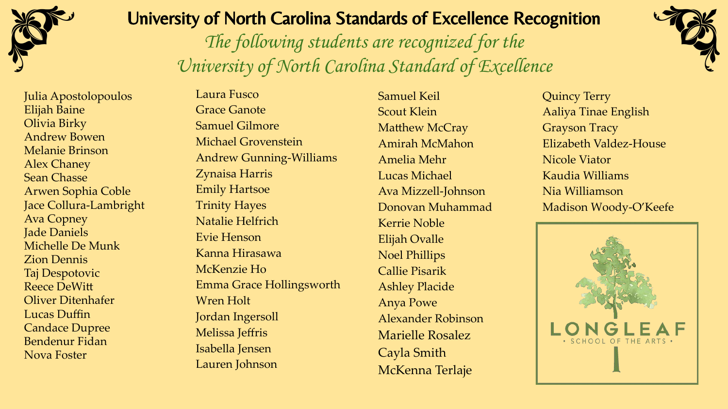# University of North Carolina Standards of Excellence Recognition

*The following students are recognized for the University of North Carolina Standard of Excellence*

Julia Apostolopoulos
Elijah Baine
Olivia Birky
Andrew Bowen
Melanie Brinson
Alex Chaney
Sean Chasse
Arwen Sophia Coble
Jace Collura-Lambright
Ava Copney
Jade Daniels
Michelle De Munk
Zion Dennis
Taj Despotovic
Reece DeWitt
Oliver Ditenhafer
Lucas Duffin
Candace Dupree
Bendenur Fidan
Nova Foster
Laura Fusco
Grace Ganote
Samuel Gilmore
Michael Grovenstein
Andrew Gunning-Williams
Zynaisa Harris
Emily Hartsoe
Trinity Hayes
Natalie Helfrich
Evie Henson
Kanna Hirasawa
McKenzie Ho
Emma Grace Hollingsworth
Wren Holt
Jordan Ingersoll
Melissa Jeffris
Isabella Jensen
Lauren Johnson
Samuel Keil
Scout Klein
Matthew McCray
Amirah McMahon
Amelia Mehr
Lucas Michael
Ava Mizzell-Johnson
Donovan Muhammad
Kerrie Noble
Elijah Ovalle
Noel Phillips
Callie Pisarik
Ashley Placide
Anya Powe
Alexander Robinson
Marielle Rosalez
Cayla Smith
McKenna Terlaje
Quincy Terry
Aaliya Tinae English
Grayson Tracy
Elizabeth Valdez-House
Nicole Viator
Kaudia Williams
Nia Williamson
Madison Woody-O'Keefe

LONGLEAF
• SCHOOL OF THE ARTS •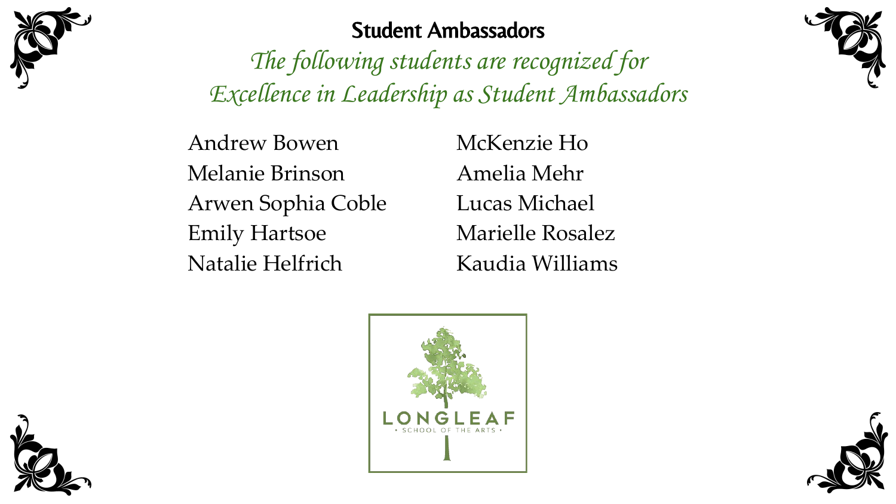## Student Ambassadors

*The following students are recognized for Excellence in Leadership as Student Ambassadors*

Andrew Bowen
Melanie Brinson
Arwen Sophia Coble
Emily Hartsoe
Natalie Helfrich
McKenzie Ho
Amelia Mehr
Lucas Michael
Marielle Rosalez
Kaudia Williams

LONGLEAF
SCHOOL OF THE ARTS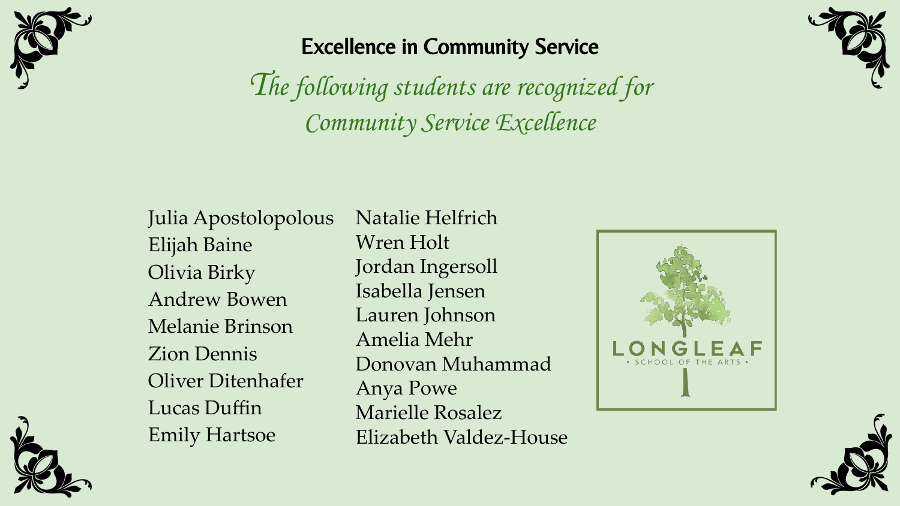## Excellence in Community Service

*The following students are recognized for Community Service Excellence*

Julia Apostolopolous
Elijah Baine
Olivia Birky
Andrew Bowen
Melanie Brinson
Zion Dennis
Oliver Ditenhafer
Lucas Duffin
Emily Hartsoe
Natalie Helfrich
Wren Holt
Jordan Ingersoll
Isabella Jensen
Lauren Johnson
Amelia Mehr
Donovan Muhammad
Anya Powe
Marielle Rosalez
Elizabeth Valdez-House

LONGLEAF
SCHOOL OF THE ARTS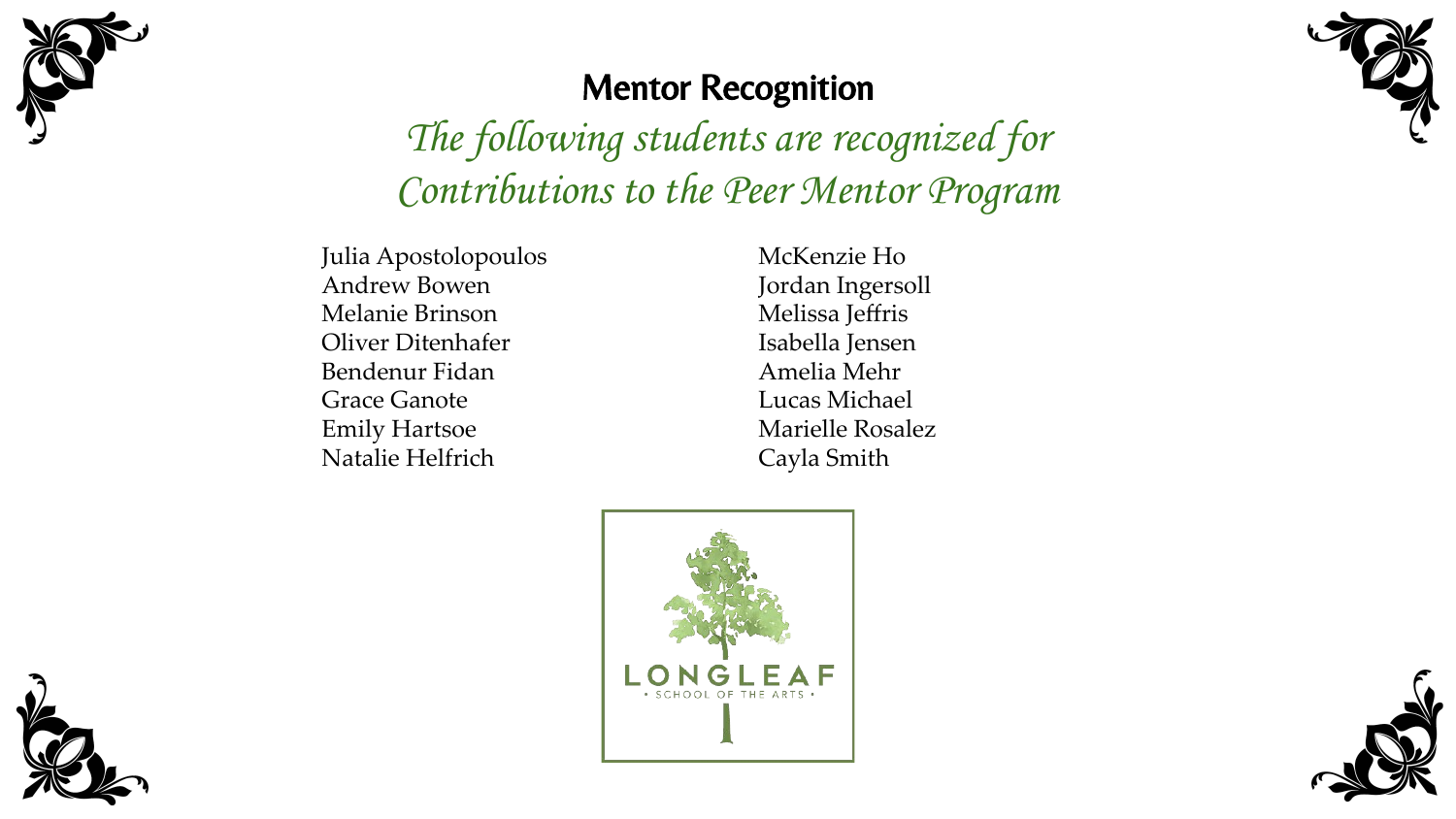# Mentor Recognition

*The following students are recognized for Contributions to the Peer Mentor Program*

Julia Apostolopoulos
Andrew Bowen
Melanie Brinson
Oliver Ditenhafer
Bendenur Fidan
Grace Ganote
Emily Hartsoe
Natalie Helfrich
McKenzie Ho
Jordan Ingersoll
Melissa Jeffris
Isabella Jensen
Amelia Mehr
Lucas Michael
Marielle Rosalez
Cayla Smith

LONGLEAF
• SCHOOL OF THE ARTS •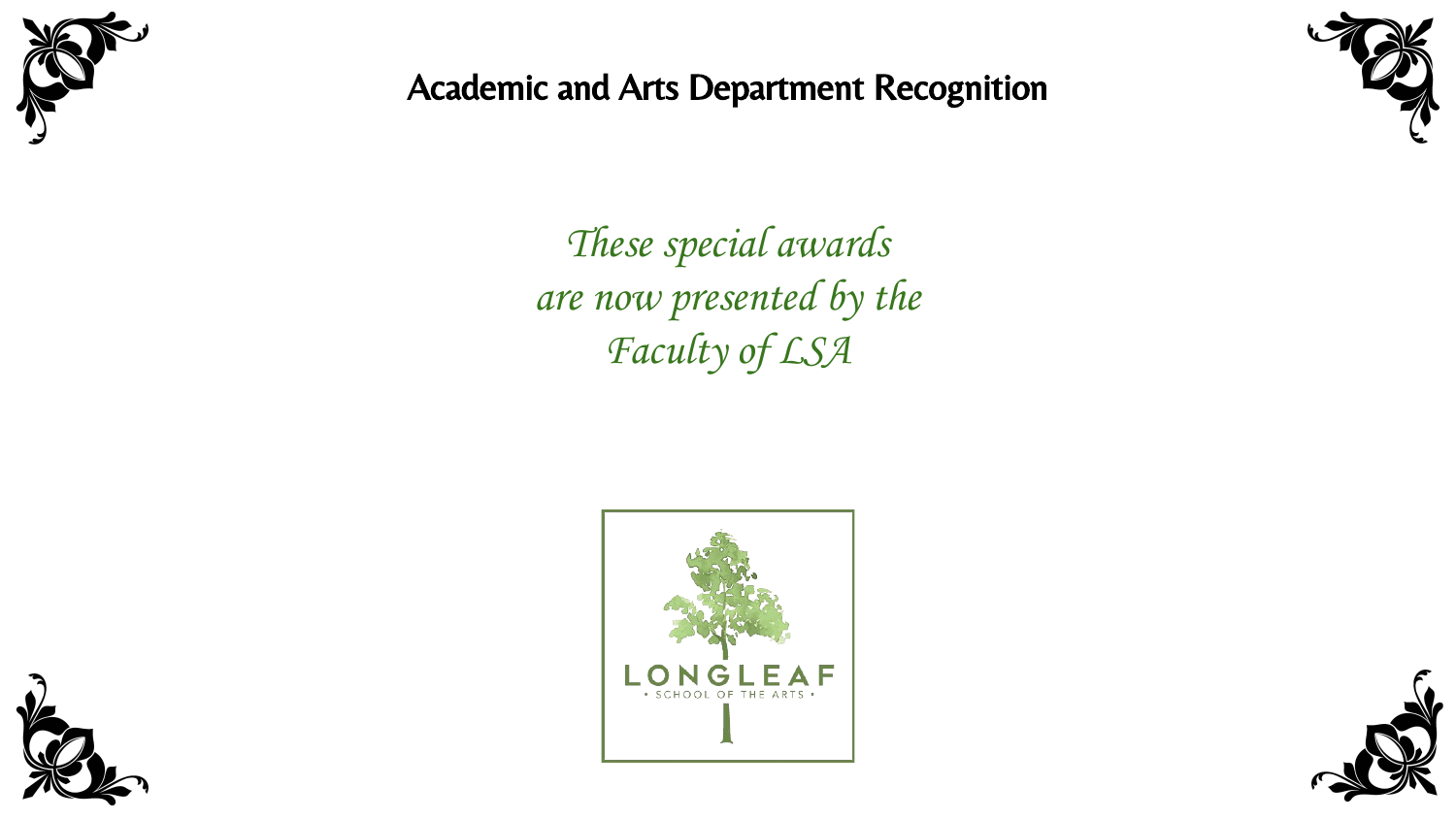# Academic and Arts Department Recognition

*These special awards*
*are now presented by the*
*Faculty of LSA*

LONGLEAF
• SCHOOL OF THE ARTS •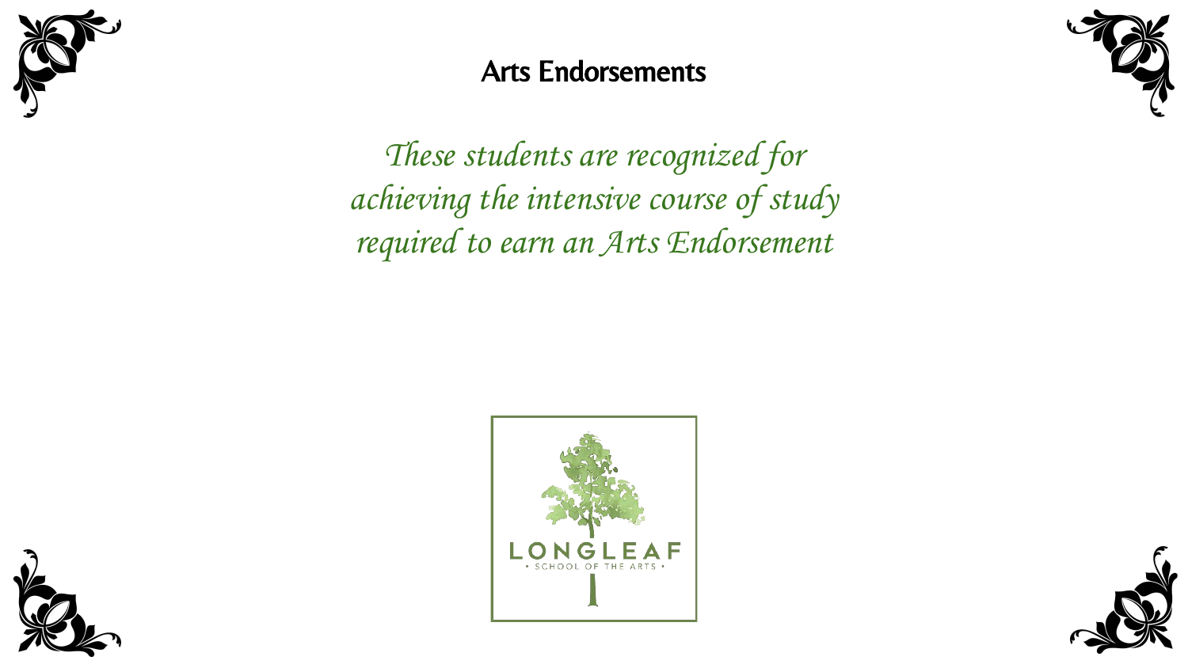# Arts Endorsements

*These students are recognized for achieving the intensive course of study required to earn an Arts Endorsement*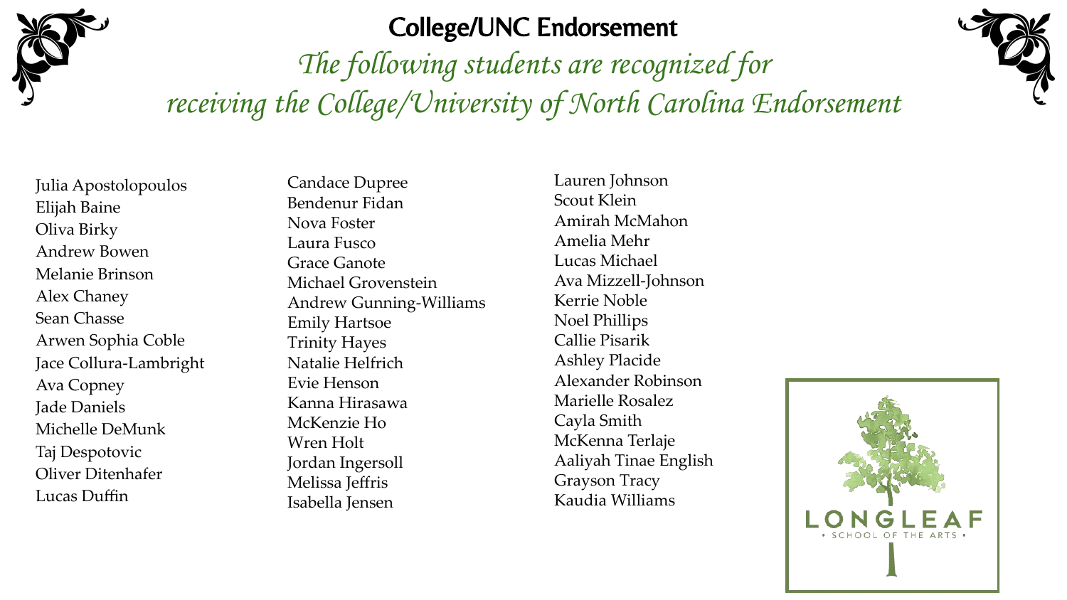# College/UNC Endorsement

*The following students are recognized for receiving the College/University of North Carolina Endorsement*

Julia Apostolopoulos
Elijah Baine
Oliva Birky
Andrew Bowen
Melanie Brinson
Alex Chaney
Sean Chasse
Arwen Sophia Coble
Jace Collura-Lambright
Ava Copney
Jade Daniels
Michelle DeMunk
Taj Despotovic
Oliver Ditenhafer
Lucas Duffin
Candace Dupree
Bendenur Fidan
Nova Foster
Laura Fusco
Grace Ganote
Michael Grovenstein
Andrew Gunning-Williams
Emily Hartsoe
Trinity Hayes
Natalie Helfrich
Evie Henson
Kanna Hirasawa
McKenzie Ho
Wren Holt
Jordan Ingersoll
Melissa Jeffris
Isabella Jensen
Lauren Johnson
Scout Klein
Amirah McMahon
Amelia Mehr
Lucas Michael
Ava Mizzell-Johnson
Kerrie Noble
Noel Phillips
Callie Pisarik
Ashley Placide
Alexander Robinson
Marielle Rosalez
Cayla Smith
McKenna Terlaje
Aaliyah Tinae English
Grayson Tracy
Kaudia Williams

LONGLEAF
• SCHOOL OF THE ARTS •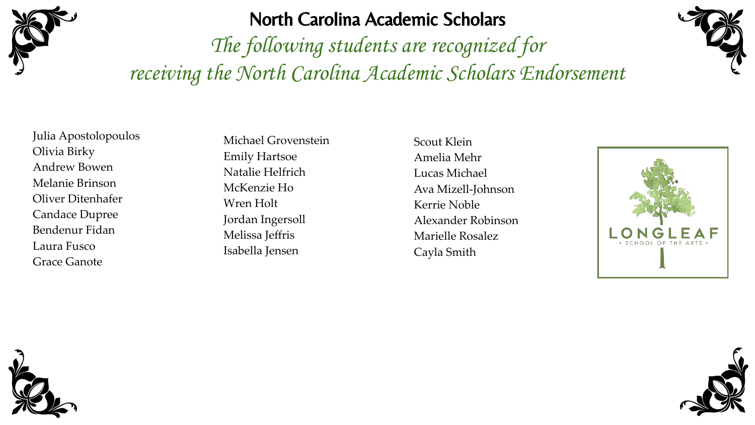# North Carolina Academic Scholars

*The following students are recognized for receiving the North Carolina Academic Scholars Endorsement*

Julia Apostolopoulos
Olivia Birky
Andrew Bowen
Melanie Brinson
Oliver Ditenhafer
Candace Dupree
Bendenur Fidan
Laura Fusco
Grace Ganote

Michael Grovenstein
Emily Hartsoe
Natalie Helfrich
McKenzie Ho
Wren Holt
Jordan Ingersoll
Melissa Jeffris
Isabella Jensen

Scout Klein
Amelia Mehr
Lucas Michael
Ava Mizell-Johnson
Kerrie Noble
Alexander Robinson
Marielle Rosalez
Cayla Smith

LONGLEAF
• SCHOOL OF THE ARTS •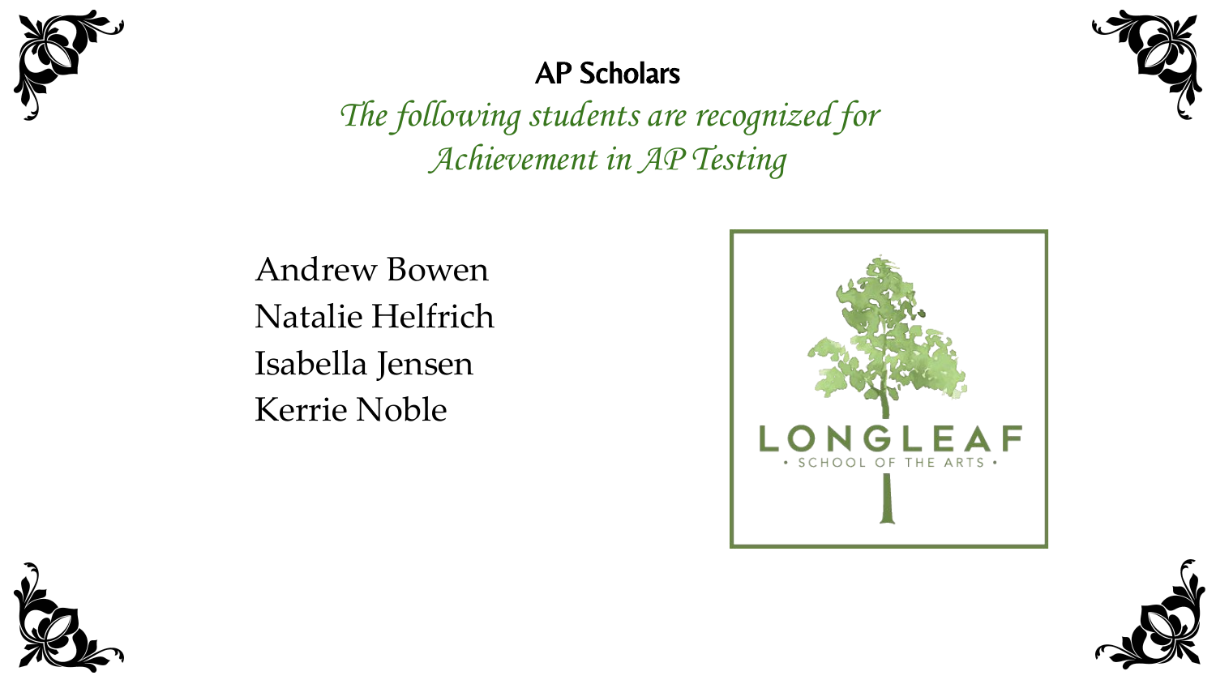## AP Scholars

*The following students are recognized for Achievement in AP Testing*

Andrew Bowen
Natalie Helfrich
Isabella Jensen
Kerrie Noble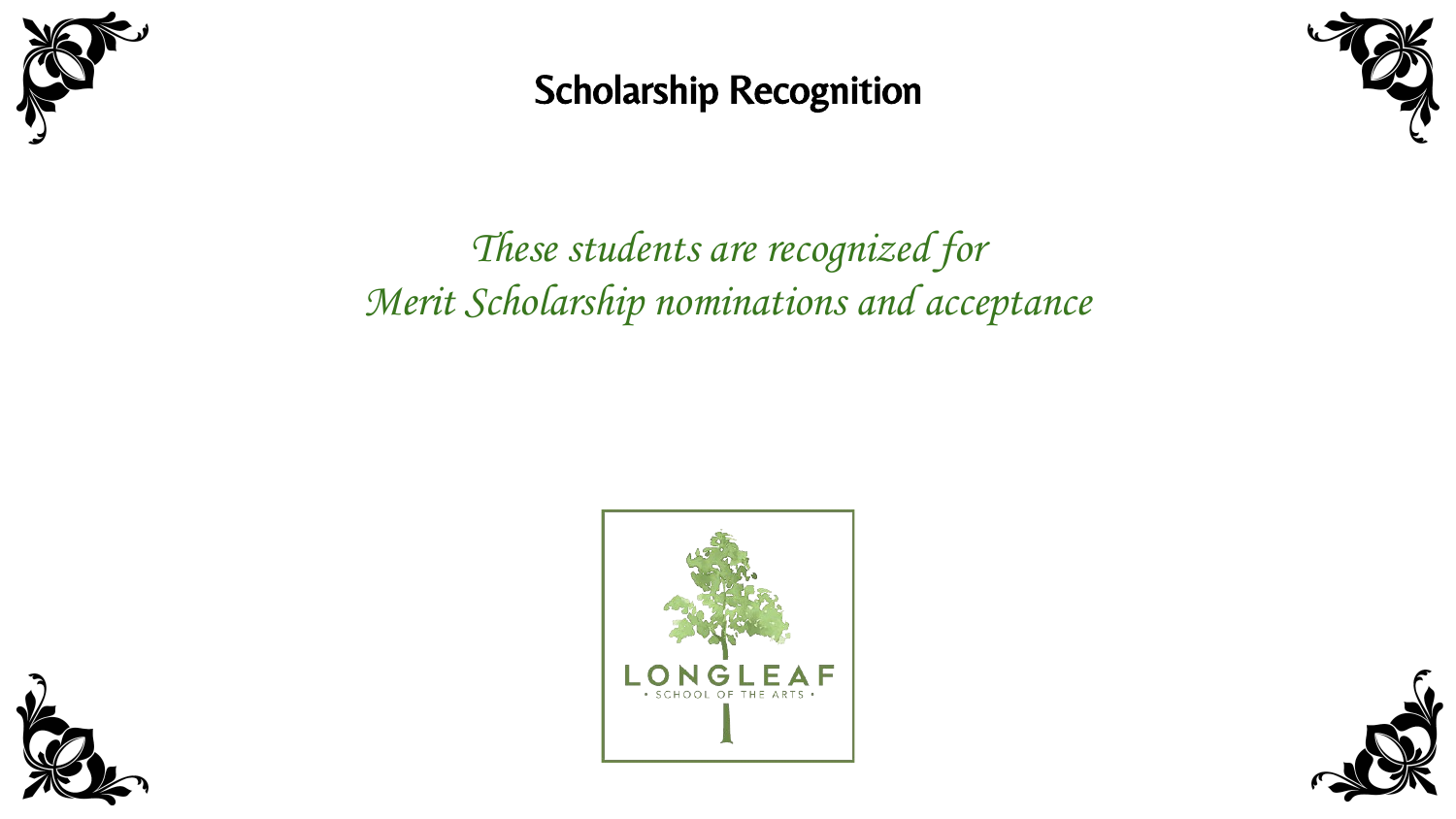# Scholarship Recognition

*These students are recognized for*
*Merit Scholarship nominations and acceptance*

LONGLEAF
• SCHOOL OF THE ARTS •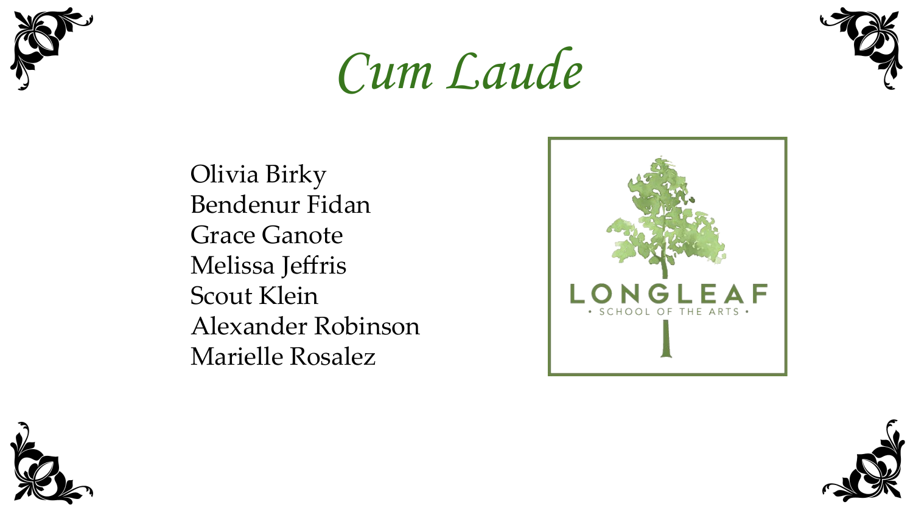# *Cum Laude*

Olivia Birky
Bendenur Fidan
Grace Ganote
Melissa Jeffris
Scout Klein
Alexander Robinson
Marielle Rosalez

LONGLEAF
• SCHOOL OF THE ARTS •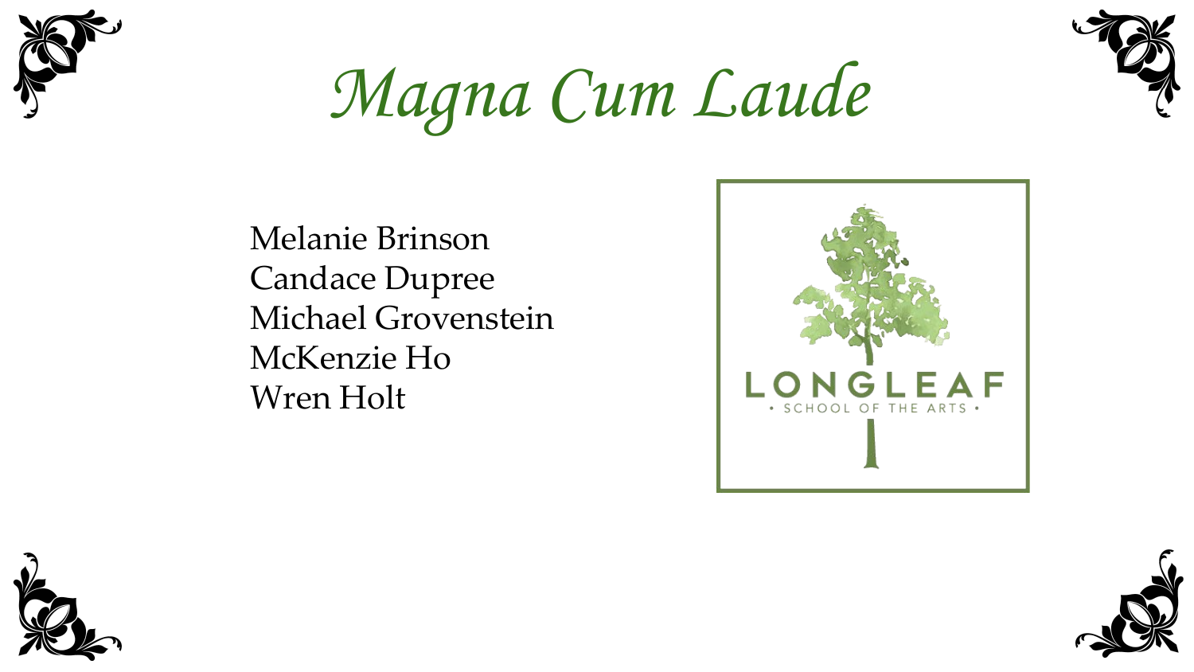# *Magna Cum Laude*

Melanie Brinson
Candace Dupree
Michael Grovenstein
McKenzie Ho
Wren Holt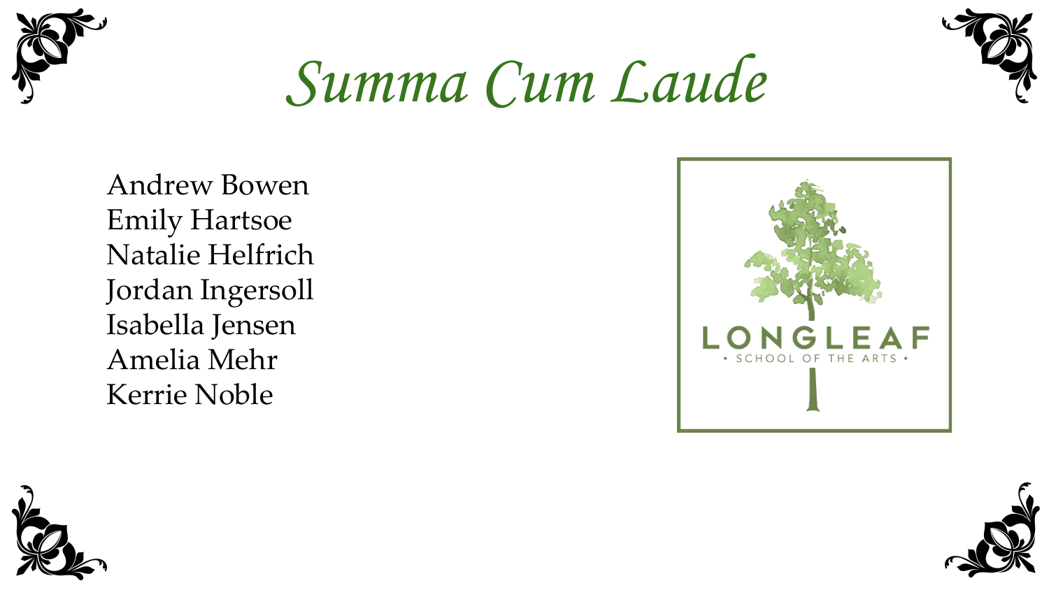# *Summa Cum Laude*

Andrew Bowen
Emily Hartsoe
Natalie Helfrich
Jordan Ingersoll
Isabella Jensen
Amelia Mehr
Kerrie Noble

LONGLEAF
• SCHOOL OF THE ARTS •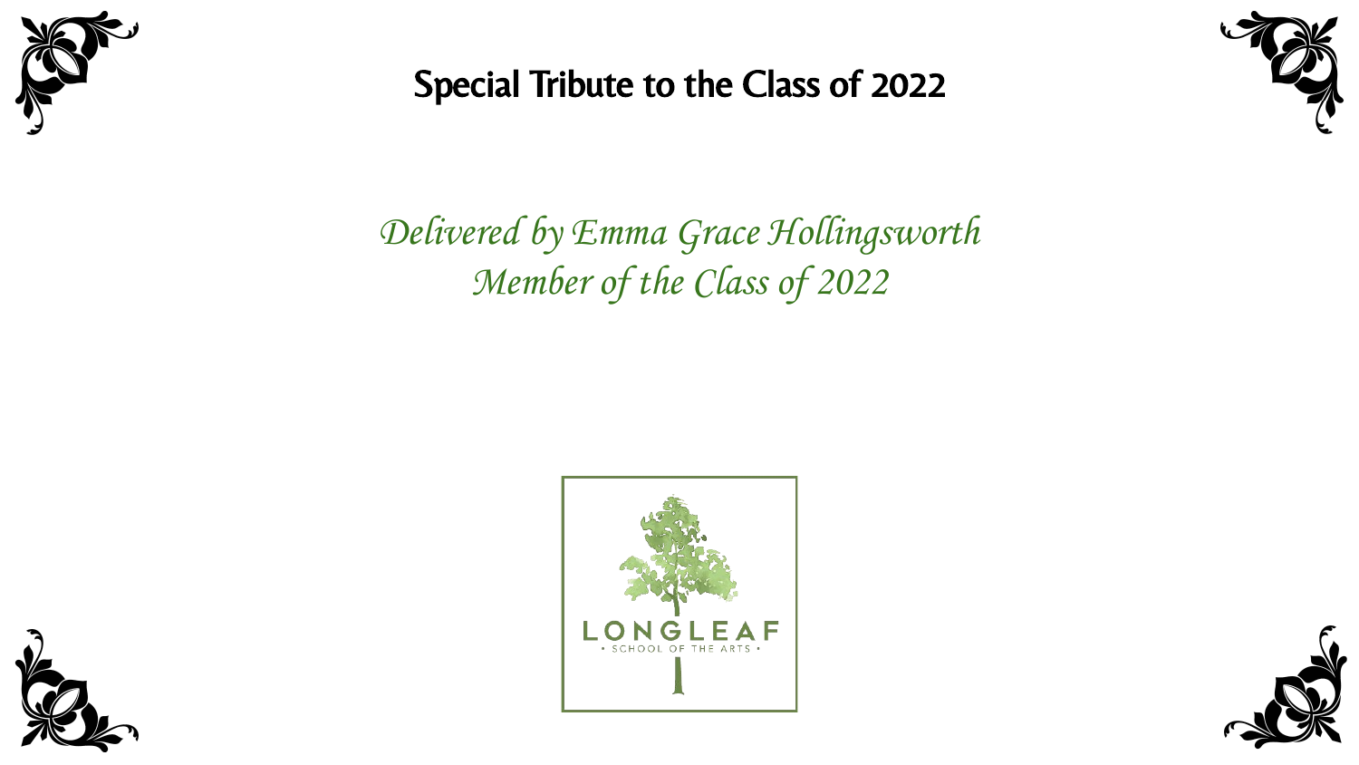# Special Tribute to the Class of 2022

*Delivered by Emma Grace Hollingsworth*
*Member of the Class of 2022*

LONGLEAF
• SCHOOL OF THE ARTS •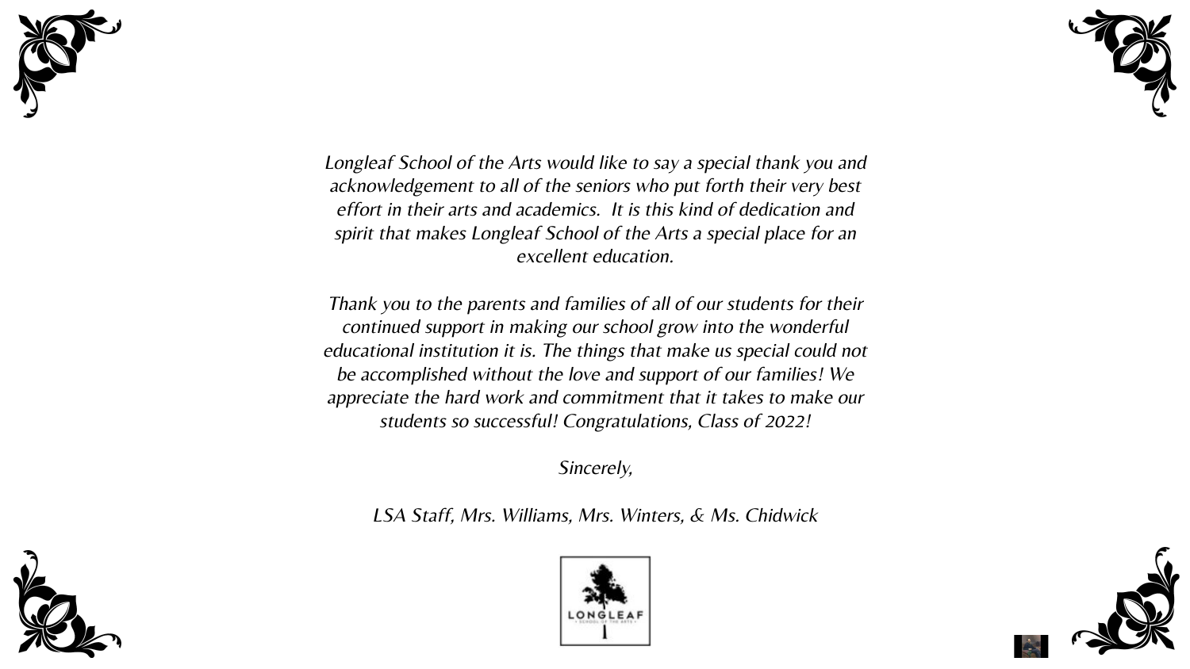*Longleaf School of the Arts would like to say a special thank you and acknowledgement to all of the seniors who put forth their very best effort in their arts and academics. It is this kind of dedication and spirit that makes Longleaf School of the Arts a special place for an excellent education.*

*Thank you to the parents and families of all of our students for their continued support in making our school grow into the wonderful educational institution it is. The things that make us special could not be accomplished without the love and support of our families! We appreciate the hard work and commitment that it takes to make our students so successful! Congratulations, Class of 2022!*

*Sincerely,*

*LSA Staff, Mrs. Williams, Mrs. Winters, & Ms. Chidwick*

LONGLEAF
SCHOOL OF THE ARTS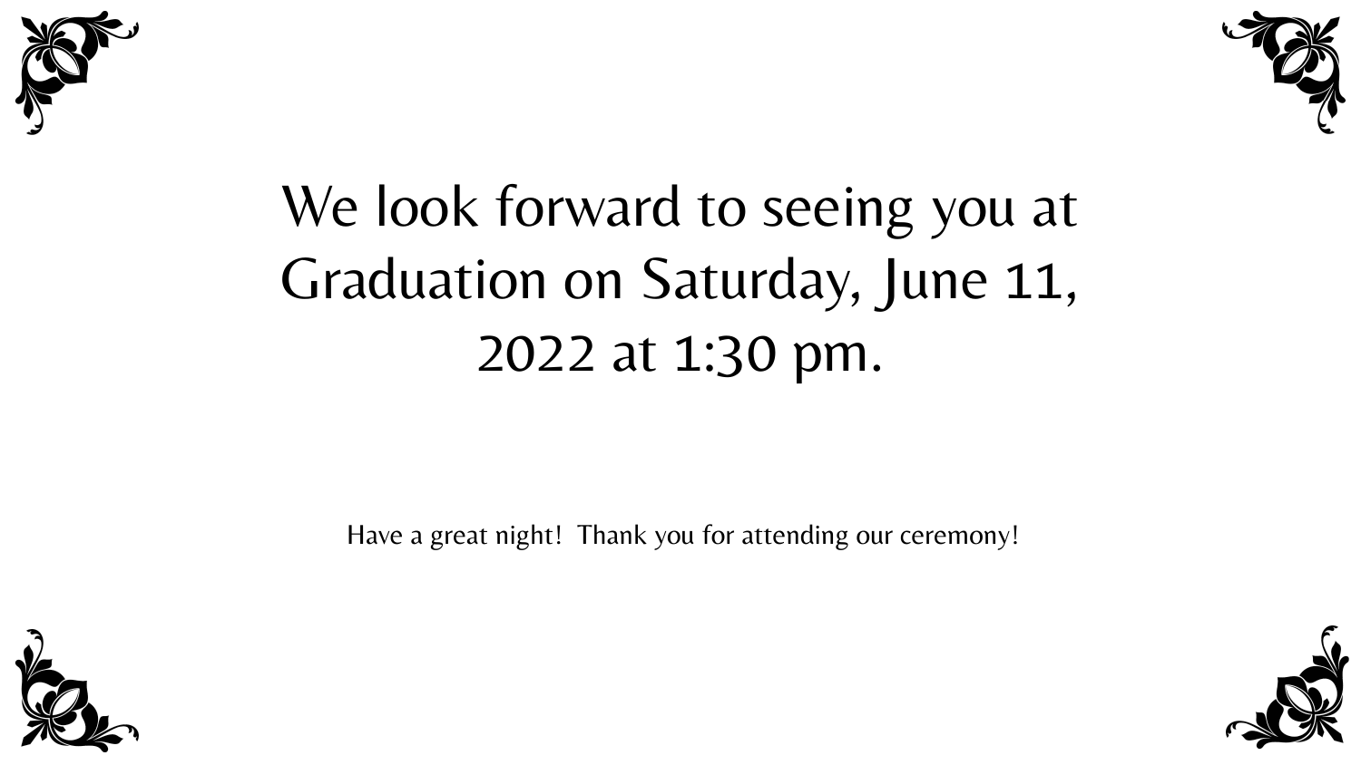# We look forward to seeing you at Graduation on Saturday, June 11, 2022 at 1:30 pm.

Have a great night!  Thank you for attending our ceremony!